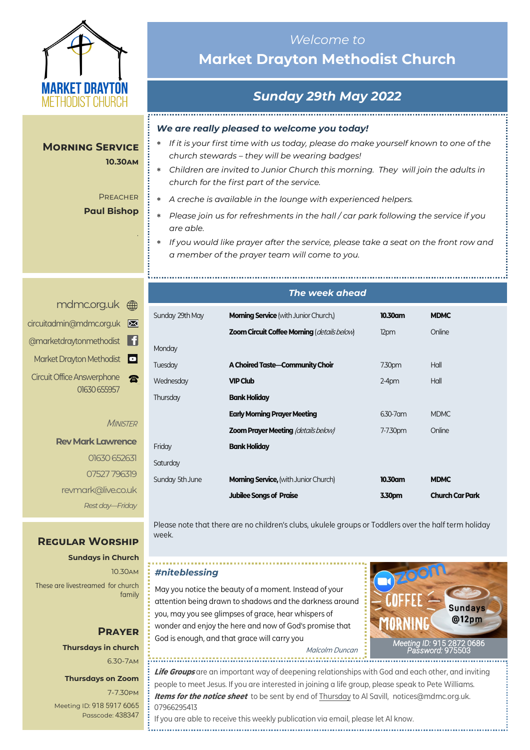MARKET DRAYTON METHODIST CHURCH

# *Welcome to* Market Drayton Methodist Church

## *Sunday 29th May 2022*

### Morning Service

**10.30AM**

PREACHER

**Paul Bishop**

### *We are really pleased to welcome you today!*

- *If it is your first time with us today, please do make yourself known to one of the church stewards – they will be wearing badges!*
- *Children are invited to Junior Church this morning. They will join the adults in church for the first part of the service.*
- *A creche is available in the lounge with experienced helpers.*
- *Please join us for refreshments in the hall / car park following the service if you are able.*
- *If you would like prayer after the service, please take a seat on the front row and a member of the prayer team will come to you.*

mdmc.org.uk

circuitadmin@mdmc.org.uk

@marketdraytonmethodist

Market Drayton Methodist

Circuit Office Answerphone 01630 655957

*MINISTER*

**Rev Mark Lawrence**

01630 652631

07527 796319

revmark@live.co.uk

*Rest day—Friday*

### *The week ahead*

| | | | |
|---|---|---|---|
| Sunday 29th May | **Morning Service** (with Junior Church,) | **10.30am** | **MDMC** |
| | **Zoom Circuit Coffee Morning** (*details below*) | 12pm | Online |
| Monday | | | |
| Tuesday | **A Choired Taste—Community Choir** | 7.30pm | Hall |
| Wednesday | **VIP Club** | 2-4pm | Hall |
| Thursday | **Bank Holiday** | | |
| | **Early Morning Prayer Meeting** | 6.30-7am | MDMC |
| | **Zoom Prayer Meeting** (*details below*) | 7-7.30pm | Online |
| Friday | **Bank Holiday** | | |
| Saturday | | | |
| Sunday 5th June | **Morning Service,** (with Junior Church) | **10.30am** | **MDMC** |
| | **Jubilee Songs of Praise** | **3.30pm** | **Church Car Park** |

Please note that there are no children's clubs, ukulele groups or Toddlers over the half term holiday week.

### Regular Worship

**Sundays in Church**

10.30AM

These are livestreamed for church family

### Prayer

**Thursdays in church**

6.30-7AM

**Thursdays on Zoom**

7-7.30PM

Meeting ID: 918 5917 6065

Passcode: 438347

### *#niteblessing*

May you notice the beauty of a moment. Instead of your attention being drawn to shadows and the darkness around you, may you see glimpses of grace, hear whispers of wonder and enjoy the here and now of God's promise that God is enough, and that grace will carry you

*Malcolm Duncan*

zoom COFFEE MORNING Sundays @12pm

*Meeting ID:* 915 2872 0686
*Password:* 975503

***Life Groups*** are an important way of deepening relationships with God and each other, and inviting people to meet Jesus. If you are interested in joining a life group, please speak to Pete Williams.

***Items for the notice sheet*** to be sent by end of Thursday to Al Savill, notices@mdmc.org.uk. 07966295413

If you are able to receive this weekly publication via email, please let Al know.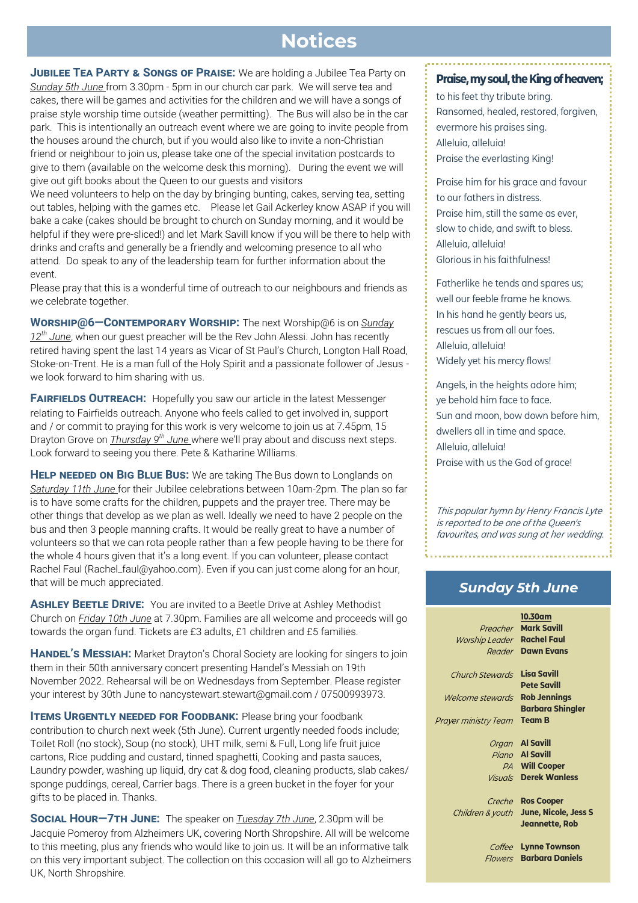# Notices

**Jubilee Tea Party & Songs of Praise:** We are holding a Jubilee Tea Party on Sunday 5th June from 3.30pm - 5pm in our church car park. We will serve tea and cakes, there will be games and activities for the children and we will have a songs of praise style worship time outside (weather permitting). The Bus will also be in the car park. This is intentionally an outreach event where we are going to invite people from the houses around the church, but if you would also like to invite a non-Christian friend or neighbour to join us, please take one of the special invitation postcards to give to them (available on the welcome desk this morning). During the event we will give out gift books about the Queen to our guests and visitors

We need volunteers to help on the day by bringing bunting, cakes, serving tea, setting out tables, helping with the games etc. Please let Gail Ackerley know ASAP if you will bake a cake (cakes should be brought to church on Sunday morning, and it would be helpful if they were pre-sliced!) and let Mark Savill know if you will be there to help with drinks and crafts and generally be a friendly and welcoming presence to all who attend. Do speak to any of the leadership team for further information about the event.

Please pray that this is a wonderful time of outreach to our neighbours and friends as we celebrate together.

**Worship@6—Contemporary Worship:** The next Worship@6 is on Sunday 12th June, when our guest preacher will be the Rev John Alessi. John has recently retired having spent the last 14 years as Vicar of St Paul's Church, Longton Hall Road, Stoke-on-Trent. He is a man full of the Holy Spirit and a passionate follower of Jesus - we look forward to him sharing with us.

**Fairfields Outreach:** Hopefully you saw our article in the latest Messenger relating to Fairfields outreach. Anyone who feels called to get involved in, support and / or commit to praying for this work is very welcome to join us at 7.45pm, 15 Drayton Grove on Thursday 9th June where we'll pray about and discuss next steps. Look forward to seeing you there. Pete & Katharine Williams.

**Help needed on Big Blue Bus:** We are taking The Bus down to Longlands on Saturday 11th June for their Jubilee celebrations between 10am-2pm. The plan so far is to have some crafts for the children, puppets and the prayer tree. There may be other things that develop as we plan as well. Ideally we need to have 2 people on the bus and then 3 people manning crafts. It would be really great to have a number of volunteers so that we can rota people rather than a few people having to be there for the whole 4 hours given that it's a long event. If you can volunteer, please contact Rachel Faul (Rachel_faul@yahoo.com). Even if you can just come along for an hour, that will be much appreciated.

**Ashley Beetle Drive:** You are invited to a Beetle Drive at Ashley Methodist Church on Friday 10th June at 7.30pm. Families are all welcome and proceeds will go towards the organ fund. Tickets are £3 adults, £1 children and £5 families.

**Handel's Messiah:** Market Drayton's Choral Society are looking for singers to join them in their 50th anniversary concert presenting Handel's Messiah on 19th November 2022. Rehearsal will be on Wednesdays from September. Please register your interest by 30th June to nancystewart.stewart@gmail.com / 07500993973.

**Items Urgently needed for Foodbank:** Please bring your foodbank contribution to church next week (5th June). Current urgently needed foods include; Toilet Roll (no stock), Soup (no stock), UHT milk, semi & Full, Long life fruit juice cartons, Rice pudding and custard, tinned spaghetti, Cooking and pasta sauces, Laundry powder, washing up liquid, dry cat & dog food, cleaning products, slab cakes/ sponge puddings, cereal, Carrier bags. There is a green bucket in the foyer for your gifts to be placed in. Thanks.

**Social Hour—7th June:** The speaker on Tuesday 7th June, 2.30pm will be Jacquie Pomeroy from Alzheimers UK, covering North Shropshire. All will be welcome to this meeting, plus any friends who would like to join us. It will be an informative talk on this very important subject. The collection on this occasion will all go to Alzheimers UK, North Shropshire.

**Praise, my soul, the King of heaven;**
to his feet thy tribute bring.
Ransomed, healed, restored, forgiven,
evermore his praises sing.
Alleluia, alleluia!
Praise the everlasting King!

Praise him for his grace and favour
to our fathers in distress.
Praise him, still the same as ever,
slow to chide, and swift to bless.
Alleluia, alleluia!
Glorious in his faithfulness!

Fatherlike he tends and spares us;
well our feeble frame he knows.
In his hand he gently bears us,
rescues us from all our foes.
Alleluia, alleluia!
Widely yet his mercy flows!

Angels, in the heights adore him;
ye behold him face to face.
Sun and moon, bow down before him,
dwellers all in time and space.
Alleluia, alleluia!
Praise with us the God of grace!

*This popular hymn by Henry Francis Lyte is reported to be one of the Queen's favourites, and was sung at her wedding.*

## Sunday 5th June

| | 10.30am |
|---|---|
| *Preacher* | **Mark Savill** |
| *Worship Leader* | **Rachel Faul** |
| *Reader* | **Dawn Evans** |
| *Church Stewards* | **Lisa Savill, Pete Savill** |
| *Welcome stewards* | **Rob Jennings, Barbara Shingler** |
| *Prayer ministry Team* | **Team B** |
| *Organ* | **Al Savill** |
| *Piano* | **Al Savill** |
| *PA* | **Will Cooper** |
| *Visuals* | **Derek Wanless** |
| *Creche* | **Ros Cooper** |
| *Children & youth* | **June, Nicole, Jess S, Jeannette, Rob** |
| *Coffee* | **Lynne Townson** |
| *Flowers* | **Barbara Daniels** |